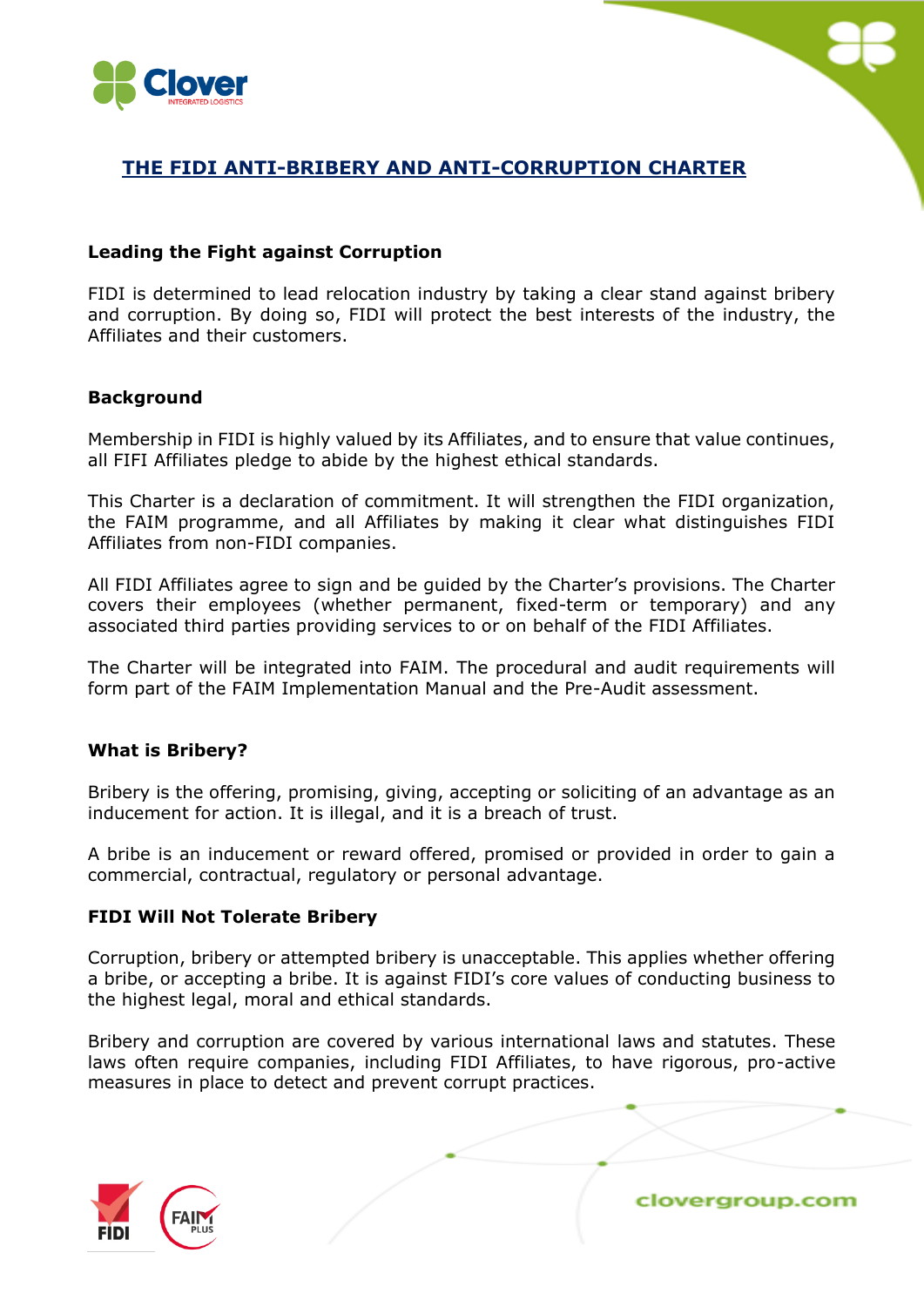# THE FIDI ANTI-BRIBERY AND ANTI-CORRUPTION CHARTER

## Leading the Fight against Corruption

FIDI is determined to lead relocation industry by taking a clear stand against bribery and corruption. By doing so, FIDI will protect the best interests of the industry, the Affiliates and their customers.

## Background

Membership in FIDI is highly valued by its Affiliates, and to ensure that value continues, all FIFI Affiliates pledge to abide by the highest ethical standards.

This Charter is a declaration of commitment. It will strengthen the FIDI organization, the FAIM programme, and all Affiliates by making it clear what distinguishes FIDI Affiliates from non-FIDI companies.

All FIDI Affiliates agree to sign and be guided by the Charter's provisions. The Charter covers their employees (whether permanent, fixed-term or temporary) and any associated third parties providing services to or on behalf of the FIDI Affiliates.

The Charter will be integrated into FAIM. The procedural and audit requirements will form part of the FAIM Implementation Manual and the Pre-Audit assessment.

## What is Bribery?

Bribery is the offering, promising, giving, accepting or soliciting of an advantage as an inducement for action. It is illegal, and it is a breach of trust.

A bribe is an inducement or reward offered, promised or provided in order to gain a commercial, contractual, regulatory or personal advantage.

## FIDI Will Not Tolerate Bribery

Corruption, bribery or attempted bribery is unacceptable. This applies whether offering a bribe, or accepting a bribe. It is against FIDI's core values of conducting business to the highest legal, moral and ethical standards.

Bribery and corruption are covered by various international laws and statutes. These laws often require companies, including FIDI Affiliates, to have rigorous, pro-active measures in place to detect and prevent corrupt practices.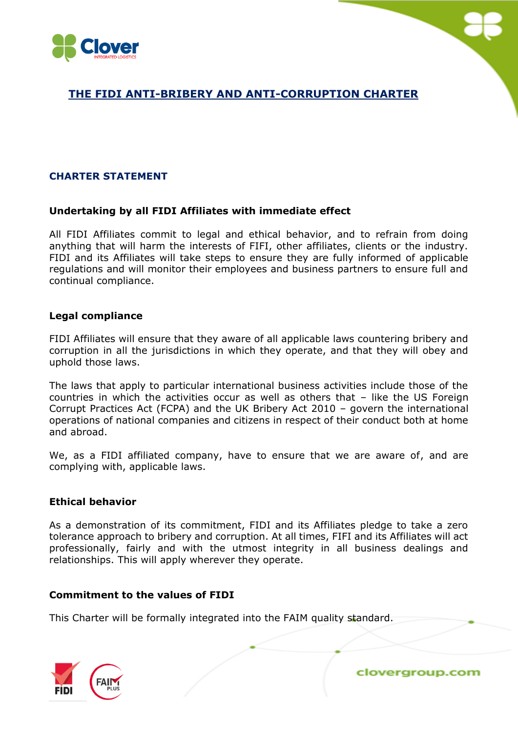# THE FIDI ANTI-BRIBERY AND ANTI-CORRUPTION CHARTER

## CHARTER STATEMENT

### Undertaking by all FIDI Affiliates with immediate effect

All FIDI Affiliates commit to legal and ethical behavior, and to refrain from doing anything that will harm the interests of FIFI, other affiliates, clients or the industry. FIDI and its Affiliates will take steps to ensure they are fully informed of applicable regulations and will monitor their employees and business partners to ensure full and continual compliance.

### Legal compliance

FIDI Affiliates will ensure that they aware of all applicable laws countering bribery and corruption in all the jurisdictions in which they operate, and that they will obey and uphold those laws.

The laws that apply to particular international business activities include those of the countries in which the activities occur as well as others that – like the US Foreign Corrupt Practices Act (FCPA) and the UK Bribery Act 2010 – govern the international operations of national companies and citizens in respect of their conduct both at home and abroad.

We, as a FIDI affiliated company, have to ensure that we are aware of, and are complying with, applicable laws.

### Ethical behavior

As a demonstration of its commitment, FIDI and its Affiliates pledge to take a zero tolerance approach to bribery and corruption. At all times, FIFI and its Affiliates will act professionally, fairly and with the utmost integrity in all business dealings and relationships. This will apply wherever they operate.

### Commitment to the values of FIDI

This Charter will be formally integrated into the FAIM quality standard.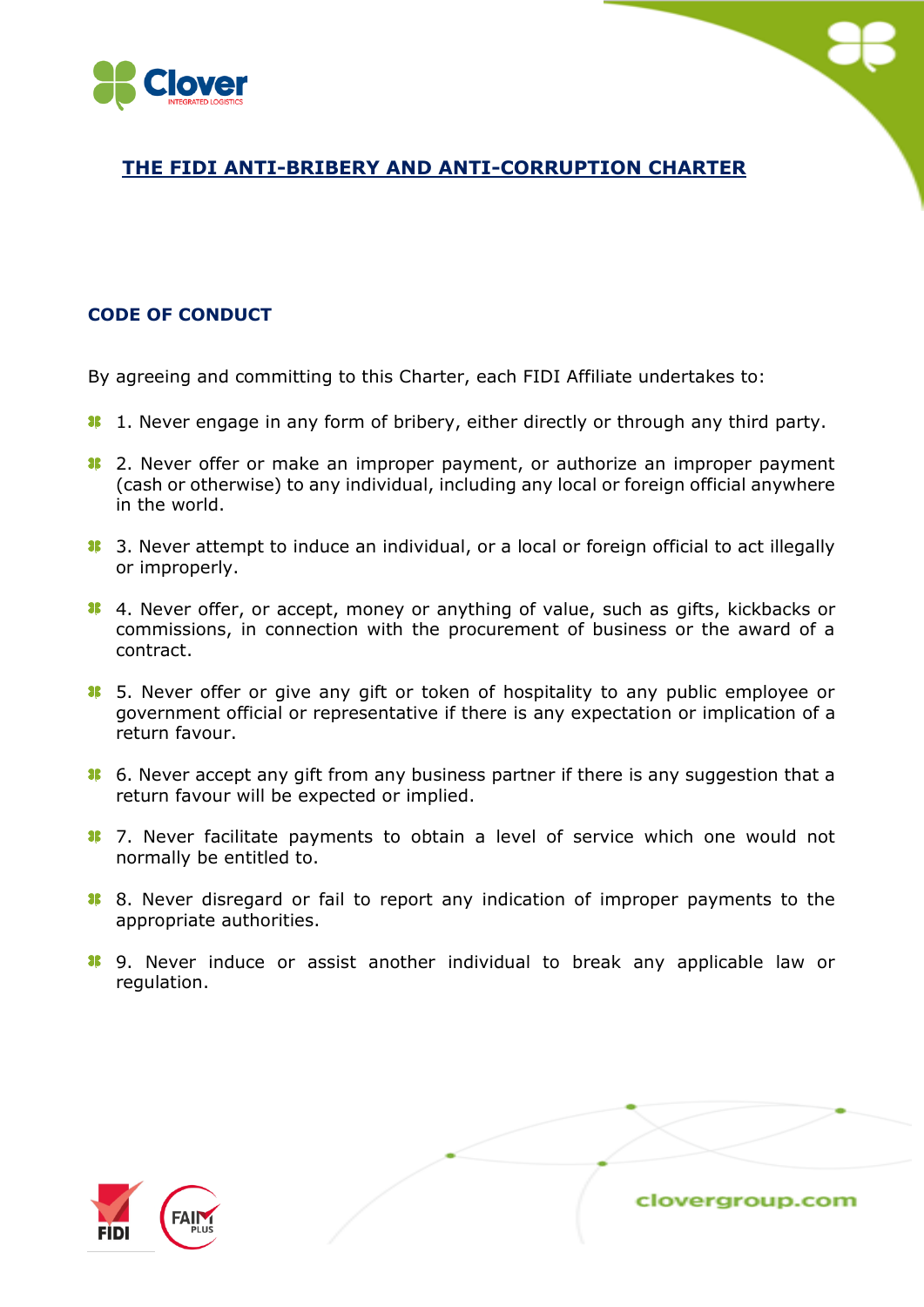# THE FIDI ANTI-BRIBERY AND ANTI-CORRUPTION CHARTER

## CODE OF CONDUCT

By agreeing and committing to this Charter, each FIDI Affiliate undertakes to:

- 1. Never engage in any form of bribery, either directly or through any third party.
- 2. Never offer or make an improper payment, or authorize an improper payment (cash or otherwise) to any individual, including any local or foreign official anywhere in the world.
- 3. Never attempt to induce an individual, or a local or foreign official to act illegally or improperly.
- 4. Never offer, or accept, money or anything of value, such as gifts, kickbacks or commissions, in connection with the procurement of business or the award of a contract.
- 5. Never offer or give any gift or token of hospitality to any public employee or government official or representative if there is any expectation or implication of a return favour.
- 6. Never accept any gift from any business partner if there is any suggestion that a return favour will be expected or implied.
- 7. Never facilitate payments to obtain a level of service which one would not normally be entitled to.
- 8. Never disregard or fail to report any indication of improper payments to the appropriate authorities.
- 9. Never induce or assist another individual to break any applicable law or regulation.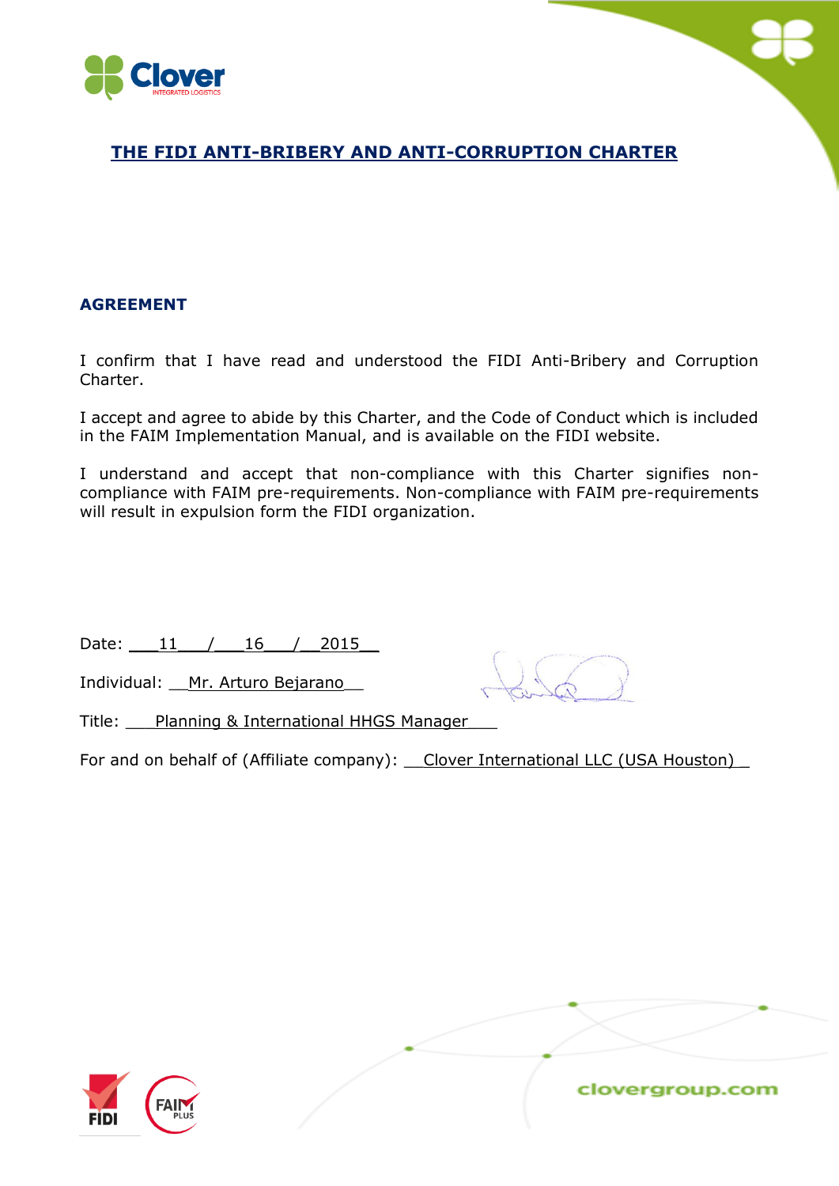# THE FIDI ANTI-BRIBERY AND ANTI-CORRUPTION CHARTER

## AGREEMENT

I confirm that I have read and understood the FIDI Anti-Bribery and Corruption Charter.

I accept and agree to abide by this Charter, and the Code of Conduct which is included in the FAIM Implementation Manual, and is available on the FIDI website.

I understand and accept that non-compliance with this Charter signifies non-compliance with FAIM pre-requirements. Non-compliance with FAIM pre-requirements will result in expulsion form the FIDI organization.

Date: 11 / 16 / 2015

Individual: Mr. Arturo Bejarano

Title: Planning & International HHGS Manager

For and on behalf of (Affiliate company): Clover International LLC (USA Houston)

clovergroup.com